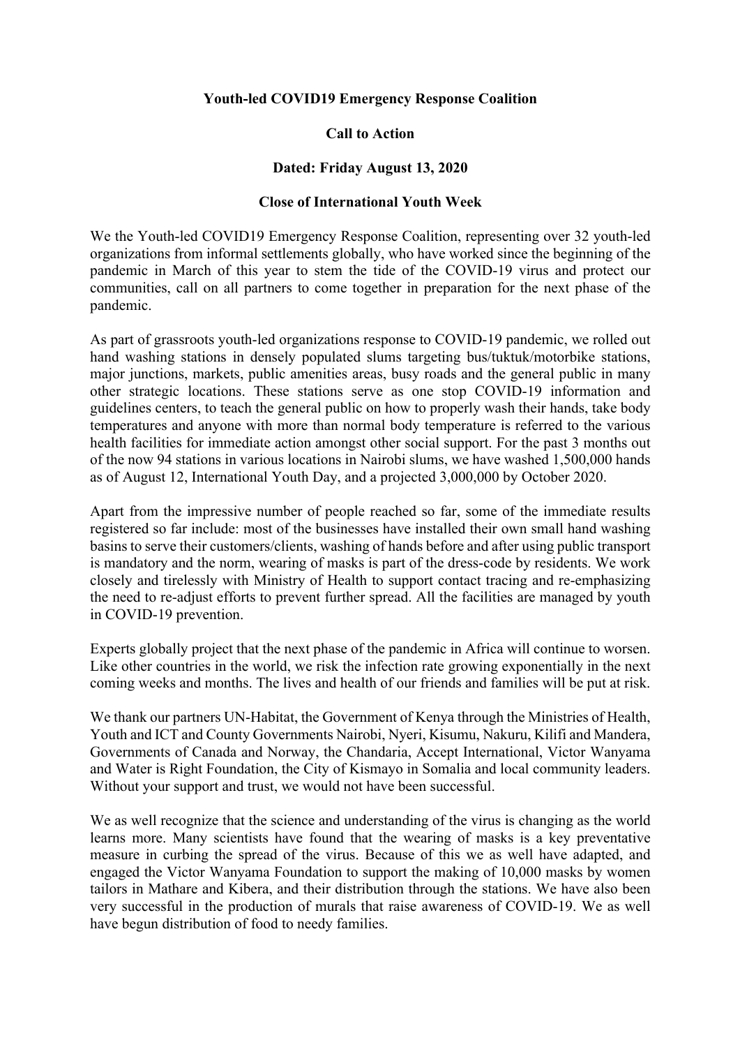**Youth-led COVID19 Emergency Response Coalition**

**Call to Action**

**Dated: Friday August 13, 2020**

**Close of International Youth Week**

We the Youth-led COVID19 Emergency Response Coalition, representing over 32 youth-led organizations from informal settlements globally, who have worked since the beginning of the pandemic in March of this year to stem the tide of the COVID-19 virus and protect our communities, call on all partners to come together in preparation for the next phase of the pandemic.

As part of grassroots youth-led organizations response to COVID-19 pandemic, we rolled out hand washing stations in densely populated slums targeting bus/tuktuk/motorbike stations, major junctions, markets, public amenities areas, busy roads and the general public in many other strategic locations. These stations serve as one stop COVID-19 information and guidelines centers, to teach the general public on how to properly wash their hands, take body temperatures and anyone with more than normal body temperature is referred to the various health facilities for immediate action amongst other social support. For the past 3 months out of the now 94 stations in various locations in Nairobi slums, we have washed 1,500,000 hands as of August 12, International Youth Day, and a projected 3,000,000 by October 2020.

Apart from the impressive number of people reached so far, some of the immediate results registered so far include: most of the businesses have installed their own small hand washing basins to serve their customers/clients, washing of hands before and after using public transport is mandatory and the norm, wearing of masks is part of the dress-code by residents. We work closely and tirelessly with Ministry of Health to support contact tracing and re-emphasizing the need to re-adjust efforts to prevent further spread. All the facilities are managed by youth in COVID-19 prevention.

Experts globally project that the next phase of the pandemic in Africa will continue to worsen. Like other countries in the world, we risk the infection rate growing exponentially in the next coming weeks and months. The lives and health of our friends and families will be put at risk.

We thank our partners UN-Habitat, the Government of Kenya through the Ministries of Health, Youth and ICT and County Governments Nairobi, Nyeri, Kisumu, Nakuru, Kilifi and Mandera, Governments of Canada and Norway, the Chandaria, Accept International, Victor Wanyama and Water is Right Foundation, the City of Kismayo in Somalia and local community leaders. Without your support and trust, we would not have been successful.

We as well recognize that the science and understanding of the virus is changing as the world learns more. Many scientists have found that the wearing of masks is a key preventative measure in curbing the spread of the virus. Because of this we as well have adapted, and engaged the Victor Wanyama Foundation to support the making of 10,000 masks by women tailors in Mathare and Kibera, and their distribution through the stations. We have also been very successful in the production of murals that raise awareness of COVID-19. We as well have begun distribution of food to needy families.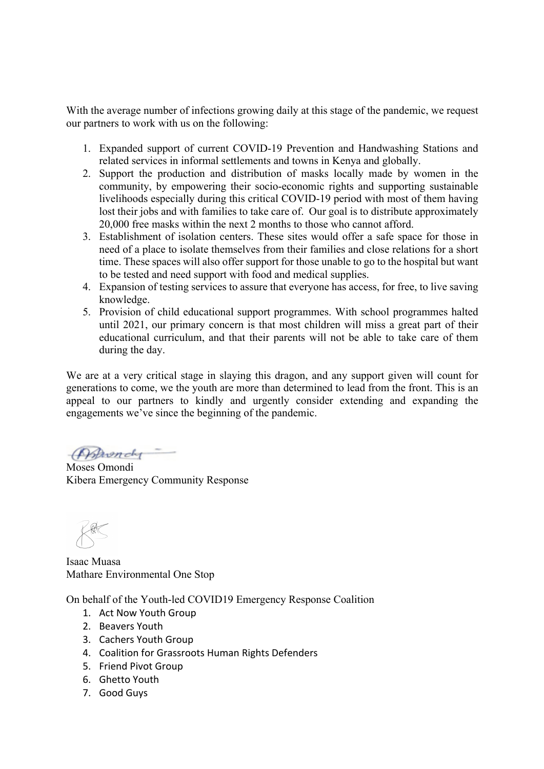With the average number of infections growing daily at this stage of the pandemic, we request our partners to work with us on the following:

1. Expanded support of current COVID-19 Prevention and Handwashing Stations and related services in informal settlements and towns in Kenya and globally.
2. Support the production and distribution of masks locally made by women in the community, by empowering their socio-economic rights and supporting sustainable livelihoods especially during this critical COVID-19 period with most of them having lost their jobs and with families to take care of. Our goal is to distribute approximately 20,000 free masks within the next 2 months to those who cannot afford.
3. Establishment of isolation centers. These sites would offer a safe space for those in need of a place to isolate themselves from their families and close relations for a short time. These spaces will also offer support for those unable to go to the hospital but want to be tested and need support with food and medical supplies.
4. Expansion of testing services to assure that everyone has access, for free, to live saving knowledge.
5. Provision of child educational support programmes. With school programmes halted until 2021, our primary concern is that most children will miss a great part of their educational curriculum, and that their parents will not be able to take care of them during the day.

We are at a very critical stage in slaying this dragon, and any support given will count for generations to come, we the youth are more than determined to lead from the front. This is an appeal to our partners to kindly and urgently consider extending and expanding the engagements we've since the beginning of the pandemic.

Moses Omondi
Kibera Emergency Community Response

Isaac Muasa
Mathare Environmental One Stop

On behalf of the Youth-led COVID19 Emergency Response Coalition

1. Act Now Youth Group
2. Beavers Youth
3. Cachers Youth Group
4. Coalition for Grassroots Human Rights Defenders
5. Friend Pivot Group
6. Ghetto Youth
7. Good Guys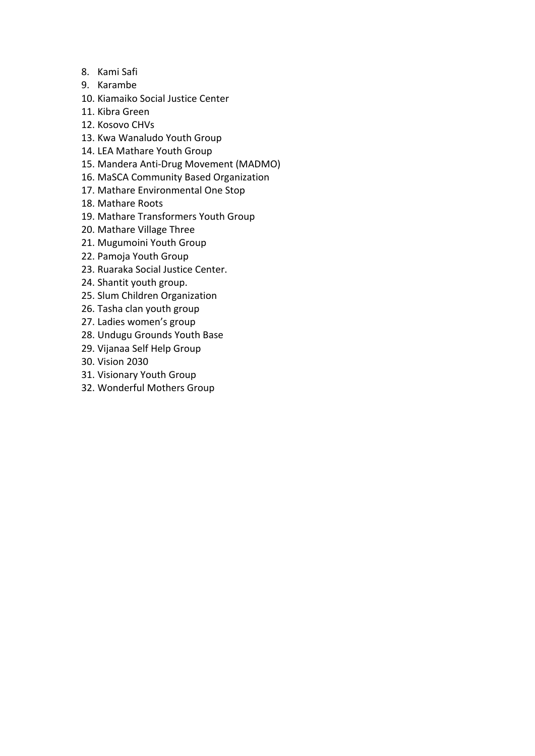8. Kami Safi
9. Karambe
10. Kiamaiko Social Justice Center
11. Kibra Green
12. Kosovo CHVs
13. Kwa Wanaludo Youth Group
14. LEA Mathare Youth Group
15. Mandera Anti-Drug Movement (MADMO)
16. MaSCA Community Based Organization
17. Mathare Environmental One Stop
18. Mathare Roots
19. Mathare Transformers Youth Group
20. Mathare Village Three
21. Mugumoini Youth Group
22. Pamoja Youth Group
23. Ruaraka Social Justice Center.
24. Shantit youth group.
25. Slum Children Organization
26. Tasha clan youth group
27. Ladies women's group
28. Undugu Grounds Youth Base
29. Vijanaa Self Help Group
30. Vision 2030
31. Visionary Youth Group
32. Wonderful Mothers Group